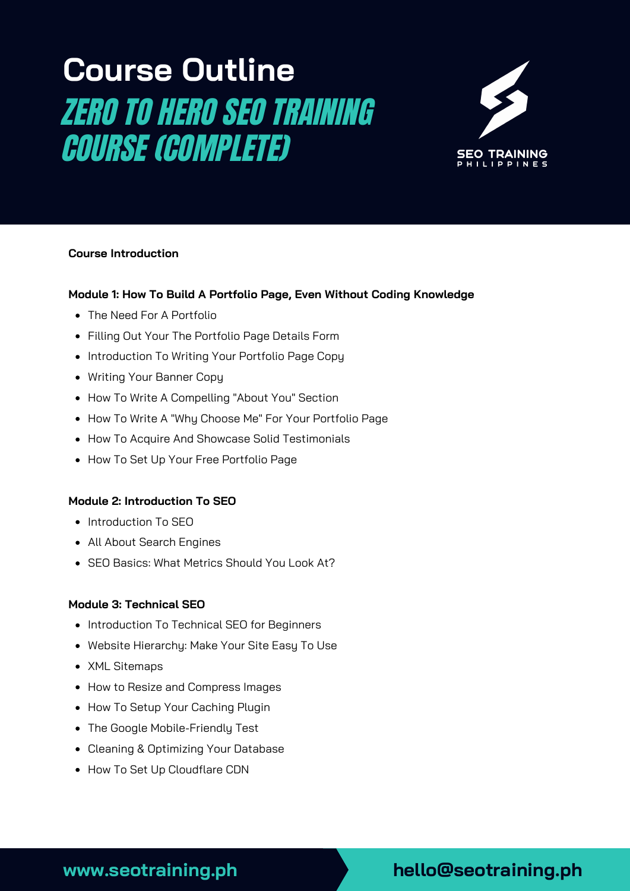# Course Outline

## ZERO TO HERO SEO TRAINING COURSE (COMPLETE)

SEO TRAINING PHILIPPINES

**Course Introduction**

**Module 1: How To Build A Portfolio Page, Even Without Coding Knowledge**

- The Need For A Portfolio
- Filling Out Your The Portfolio Page Details Form
- Introduction To Writing Your Portfolio Page Copy
- Writing Your Banner Copy
- How To Write A Compelling "About You" Section
- How To Write A "Why Choose Me" For Your Portfolio Page
- How To Acquire And Showcase Solid Testimonials
- How To Set Up Your Free Portfolio Page

**Module 2: Introduction To SEO**

- Introduction To SEO
- All About Search Engines
- SEO Basics: What Metrics Should You Look At?

**Module 3: Technical SEO**

- Introduction To Technical SEO for Beginners
- Website Hierarchy: Make Your Site Easy To Use
- XML Sitemaps
- How to Resize and Compress Images
- How To Setup Your Caching Plugin
- The Google Mobile-Friendly Test
- Cleaning & Optimizing Your Database
- How To Set Up Cloudflare CDN

www.seotraining.ph | hello@seotraining.ph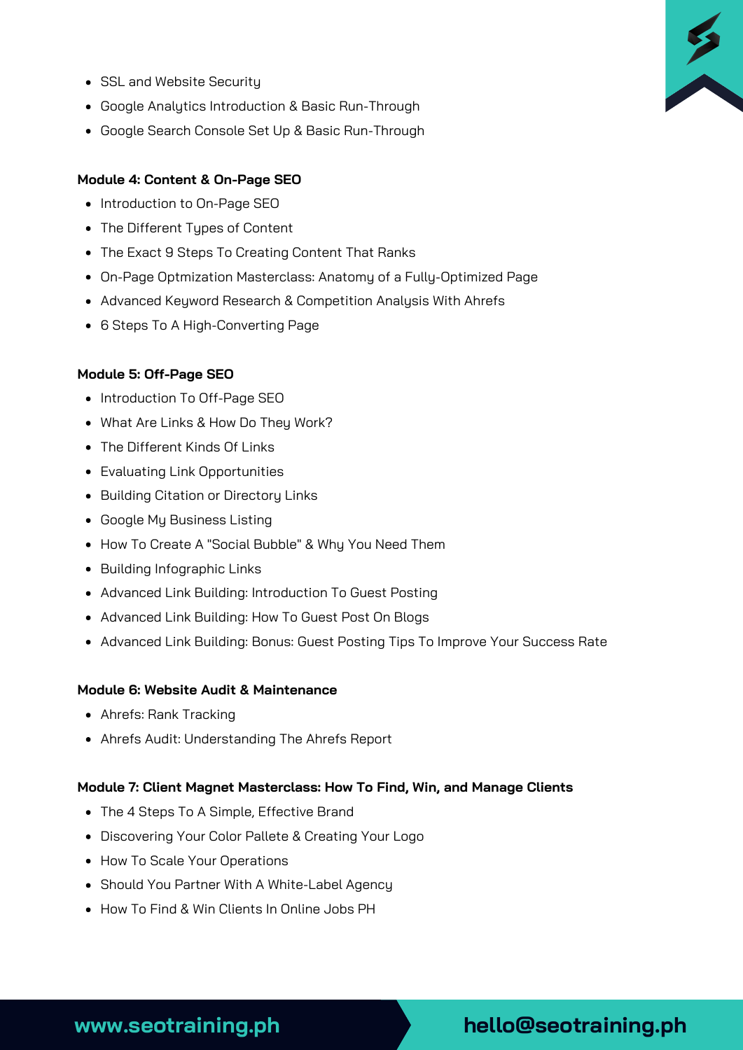- SSL and Website Security
- Google Analytics Introduction & Basic Run-Through
- Google Search Console Set Up & Basic Run-Through

**Module 4: Content & On-Page SEO**

- Introduction to On-Page SEO
- The Different Types of Content
- The Exact 9 Steps To Creating Content That Ranks
- On-Page Optmization Masterclass: Anatomy of a Fully-Optimized Page
- Advanced Keyword Research & Competition Analysis With Ahrefs
- 6 Steps To A High-Converting Page

**Module 5: Off-Page SEO**

- Introduction To Off-Page SEO
- What Are Links & How Do They Work?
- The Different Kinds Of Links
- Evaluating Link Opportunities
- Building Citation or Directory Links
- Google My Business Listing
- How To Create A "Social Bubble" & Why You Need Them
- Building Infographic Links
- Advanced Link Building: Introduction To Guest Posting
- Advanced Link Building: How To Guest Post On Blogs
- Advanced Link Building: Bonus: Guest Posting Tips To Improve Your Success Rate

**Module 6: Website Audit & Maintenance**

- Ahrefs: Rank Tracking
- Ahrefs Audit: Understanding The Ahrefs Report

**Module 7: Client Magnet Masterclass: How To Find, Win, and Manage Clients**

- The 4 Steps To A Simple, Effective Brand
- Discovering Your Color Pallete & Creating Your Logo
- How To Scale Your Operations
- Should You Partner With A White-Label Agency
- How To Find & Win Clients In Online Jobs PH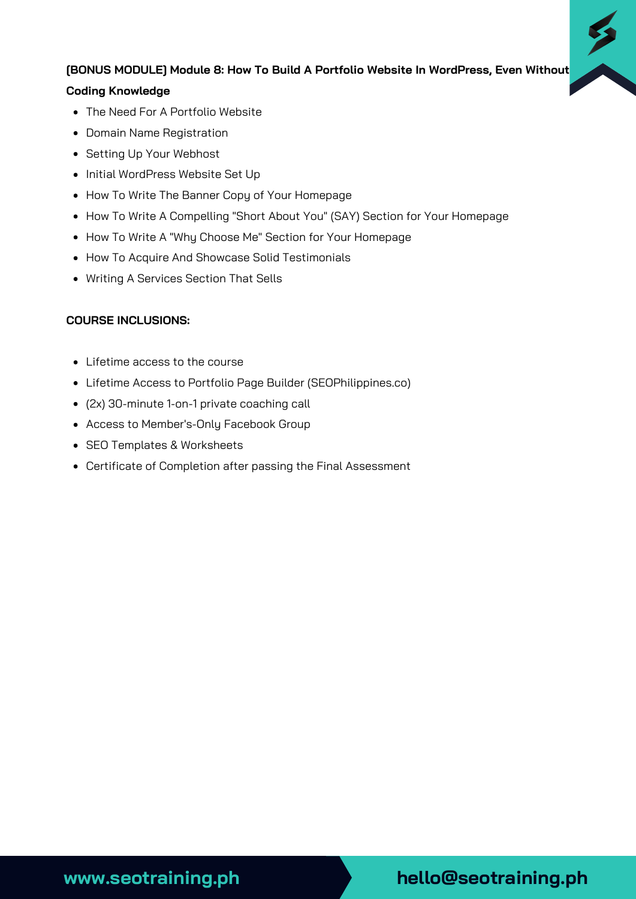**[BONUS MODULE] Module 8: How To Build A Portfolio Website In WordPress, Even Without Coding Knowledge**

- The Need For A Portfolio Website
- Domain Name Registration
- Setting Up Your Webhost
- Initial WordPress Website Set Up
- How To Write The Banner Copy of Your Homepage
- How To Write A Compelling "Short About You" (SAY) Section for Your Homepage
- How To Write A "Why Choose Me" Section for Your Homepage
- How To Acquire And Showcase Solid Testimonials
- Writing A Services Section That Sells

**COURSE INCLUSIONS:**

- Lifetime access to the course
- Lifetime Access to Portfolio Page Builder (SEOPhilippines.co)
- (2x) 30-minute 1-on-1 private coaching call
- Access to Member's-Only Facebook Group
- SEO Templates & Worksheets
- Certificate of Completion after passing the Final Assessment